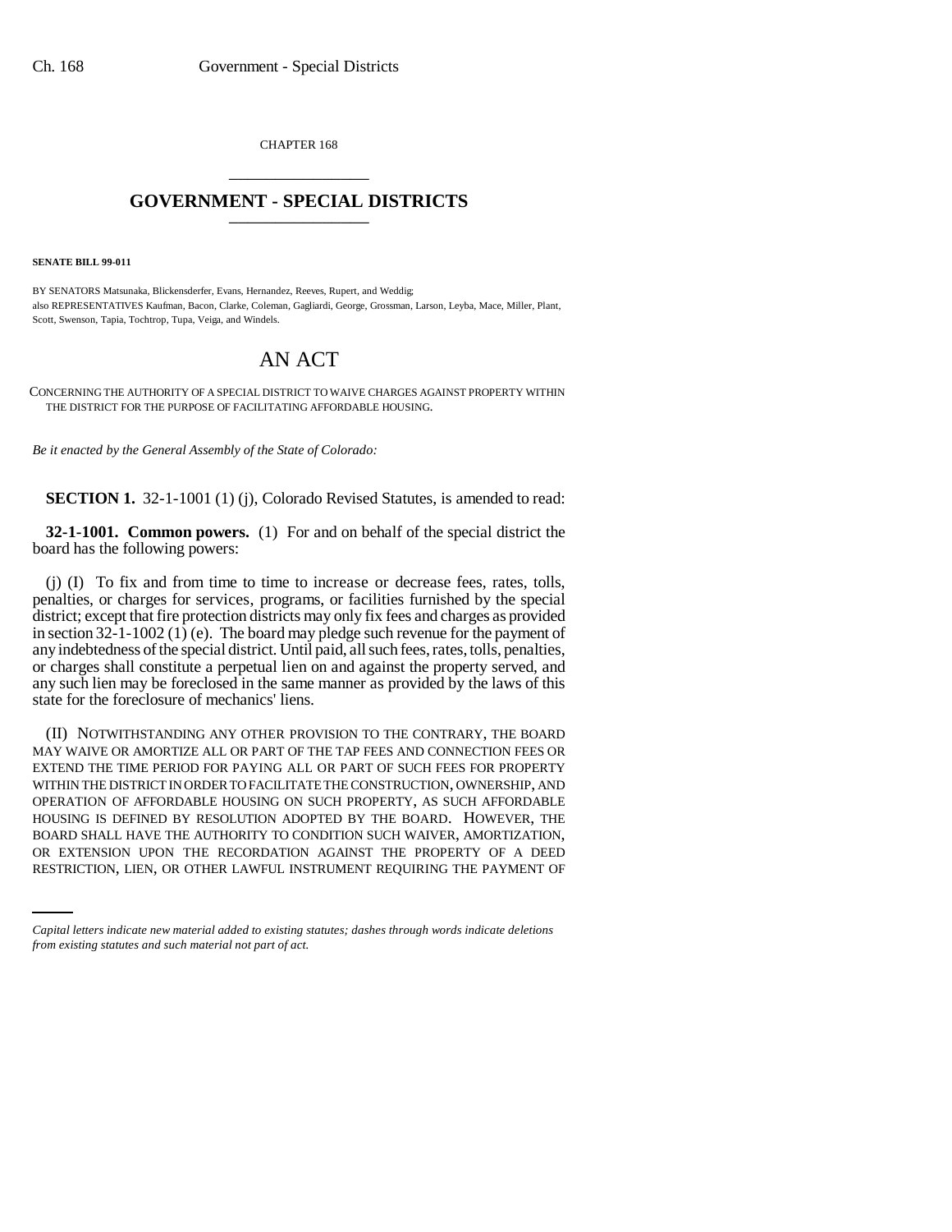CHAPTER 168

# GOVERNMENT - SPECIAL DISTRICTS

**SENATE BILL 99-011**

BY SENATORS Matsunaka, Blickensderfer, Evans, Hernandez, Reeves, Rupert, and Weddig;
also REPRESENTATIVES Kaufman, Bacon, Clarke, Coleman, Gagliardi, George, Grossman, Larson, Leyba, Mace, Miller, Plant, Scott, Swenson, Tapia, Tochtrop, Tupa, Veiga, and Windels.

# AN ACT

CONCERNING THE AUTHORITY OF A SPECIAL DISTRICT TO WAIVE CHARGES AGAINST PROPERTY WITHIN THE DISTRICT FOR THE PURPOSE OF FACILITATING AFFORDABLE HOUSING.

*Be it enacted by the General Assembly of the State of Colorado:*

**SECTION 1.** 32-1-1001 (1) (j), Colorado Revised Statutes, is amended to read:

**32-1-1001. Common powers.** (1) For and on behalf of the special district the board has the following powers:

(j) (I) To fix and from time to time to increase or decrease fees, rates, tolls, penalties, or charges for services, programs, or facilities furnished by the special district; except that fire protection districts may only fix fees and charges as provided in section 32-1-1002 (1) (e). The board may pledge such revenue for the payment of any indebtedness of the special district. Until paid, all such fees, rates, tolls, penalties, or charges shall constitute a perpetual lien on and against the property served, and any such lien may be foreclosed in the same manner as provided by the laws of this state for the foreclosure of mechanics' liens.

(II) NOTWITHSTANDING ANY OTHER PROVISION TO THE CONTRARY, THE BOARD MAY WAIVE OR AMORTIZE ALL OR PART OF THE TAP FEES AND CONNECTION FEES OR EXTEND THE TIME PERIOD FOR PAYING ALL OR PART OF SUCH FEES FOR PROPERTY WITHIN THE DISTRICT IN ORDER TO FACILITATE THE CONSTRUCTION, OWNERSHIP, AND OPERATION OF AFFORDABLE HOUSING ON SUCH PROPERTY, AS SUCH AFFORDABLE HOUSING IS DEFINED BY RESOLUTION ADOPTED BY THE BOARD. HOWEVER, THE BOARD SHALL HAVE THE AUTHORITY TO CONDITION SUCH WAIVER, AMORTIZATION, OR EXTENSION UPON THE RECORDATION AGAINST THE PROPERTY OF A DEED RESTRICTION, LIEN, OR OTHER LAWFUL INSTRUMENT REQUIRING THE PAYMENT OF

*Capital letters indicate new material added to existing statutes; dashes through words indicate deletions from existing statutes and such material not part of act.*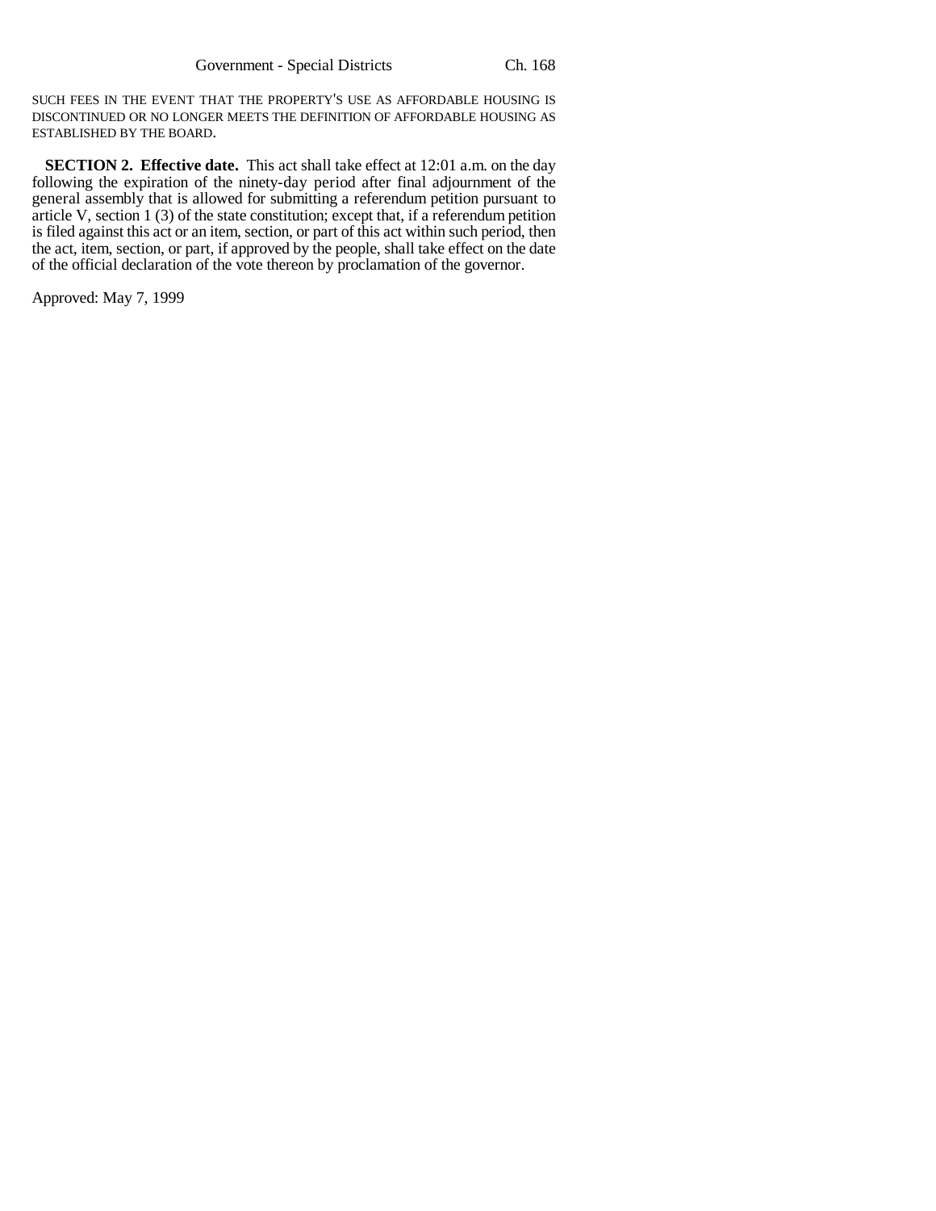SUCH FEES IN THE EVENT THAT THE PROPERTY'S USE AS AFFORDABLE HOUSING IS DISCONTINUED OR NO LONGER MEETS THE DEFINITION OF AFFORDABLE HOUSING AS ESTABLISHED BY THE BOARD.

**SECTION 2. Effective date.** This act shall take effect at 12:01 a.m. on the day following the expiration of the ninety-day period after final adjournment of the general assembly that is allowed for submitting a referendum petition pursuant to article V, section 1 (3) of the state constitution; except that, if a referendum petition is filed against this act or an item, section, or part of this act within such period, then the act, item, section, or part, if approved by the people, shall take effect on the date of the official declaration of the vote thereon by proclamation of the governor.

Approved: May 7, 1999